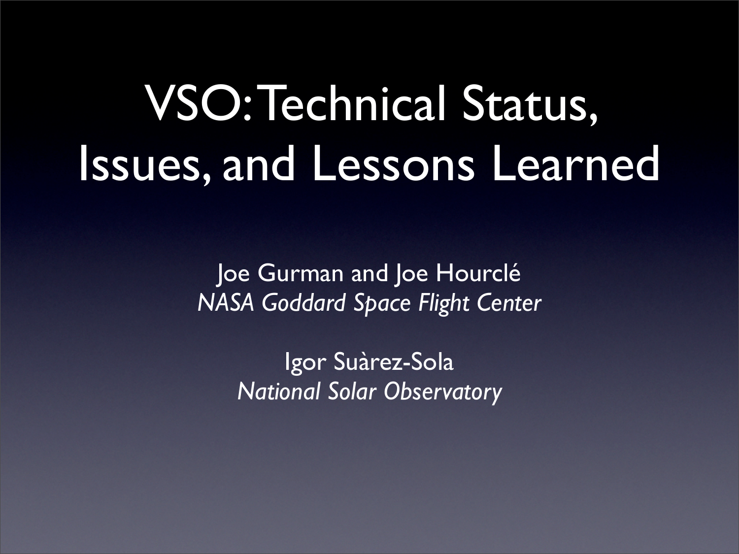# VSO: Technical Status, Issues, and Lessons Learned

Joe Gurman and Joe Hourclé
*NASA Goddard Space Flight Center*

Igor Suàrez-Sola
*National Solar Observatory*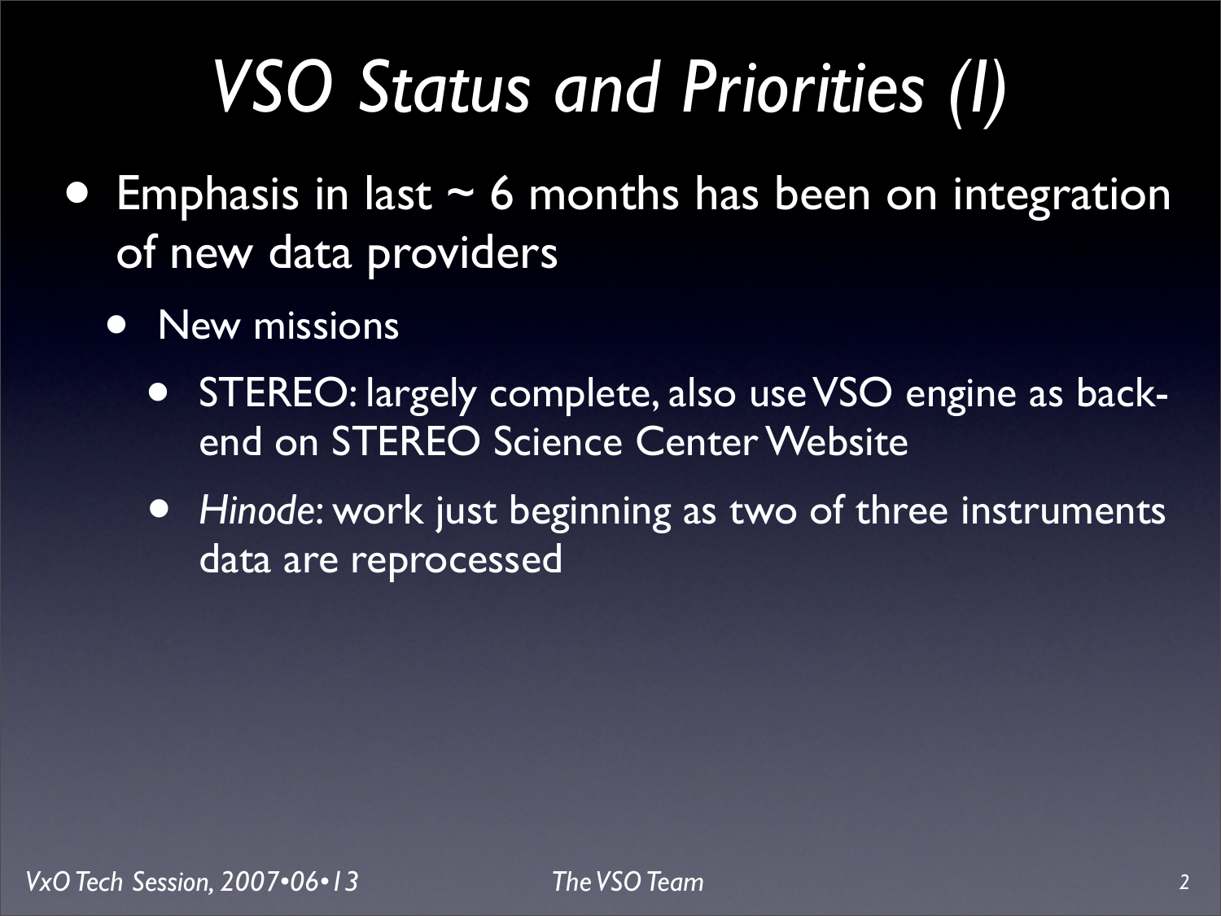# *VSO Status and Priorities (I)*

- Emphasis in last ~ 6 months has been on integration of new data providers
  - New missions
    - STEREO: largely complete, also use VSO engine as back-end on STEREO Science Center Website
    - *Hinode*: work just beginning as two of three instruments data are reprocessed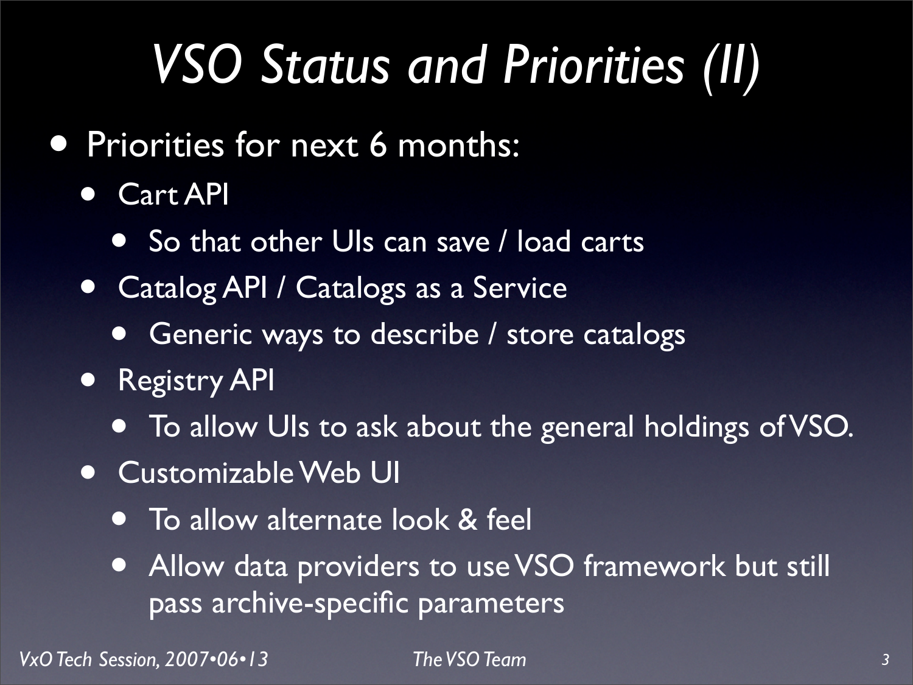# *VSO Status and Priorities (II)*

- Priorities for next 6 months:
  - Cart API
    - So that other UIs can save / load carts
  - Catalog API / Catalogs as a Service
    - Generic ways to describe / store catalogs
  - Registry API
    - To allow UIs to ask about the general holdings of VSO.
  - Customizable Web UI
    - To allow alternate look & feel
    - Allow data providers to use VSO framework but still pass archive-specific parameters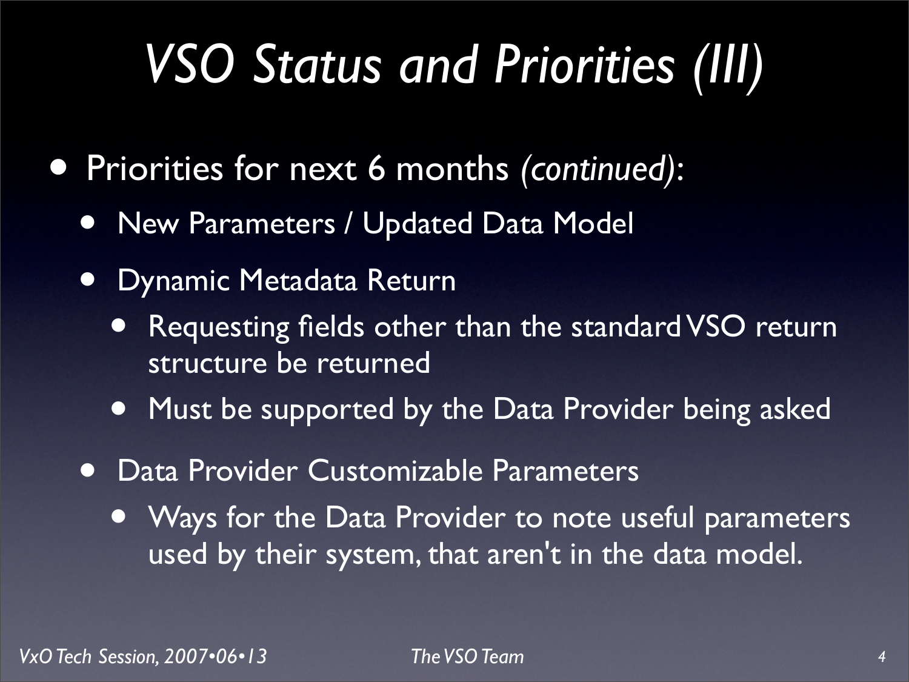# *VSO Status and Priorities (III)*

- Priorities for next 6 months *(continued)*:
  - New Parameters / Updated Data Model
  - Dynamic Metadata Return
    - Requesting fields other than the standard VSO return structure be returned
    - Must be supported by the Data Provider being asked
  - Data Provider Customizable Parameters
    - Ways for the Data Provider to note useful parameters used by their system, that aren't in the data model.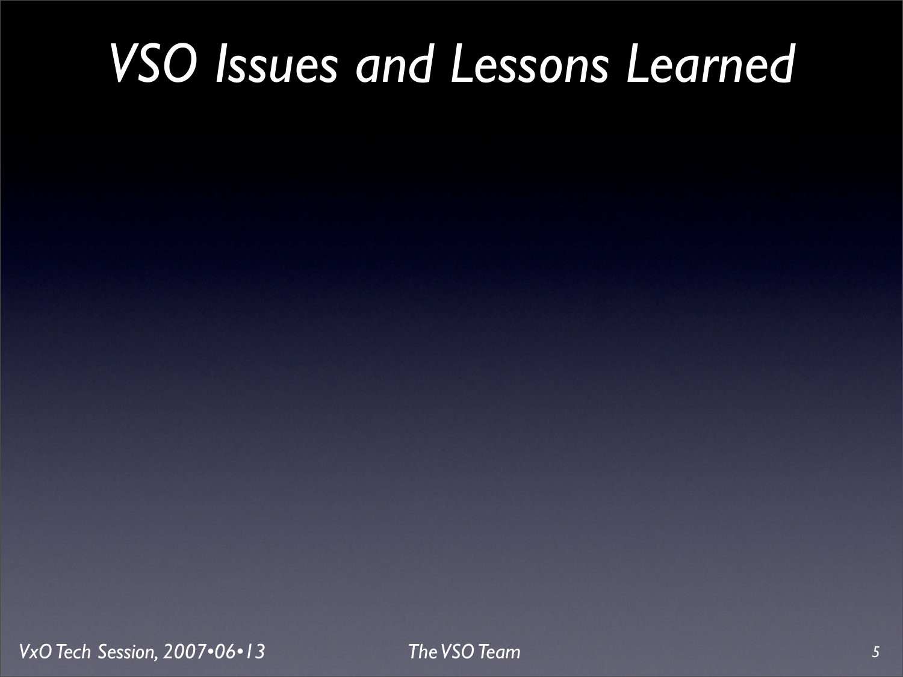# *VSO Issues and Lessons Learned*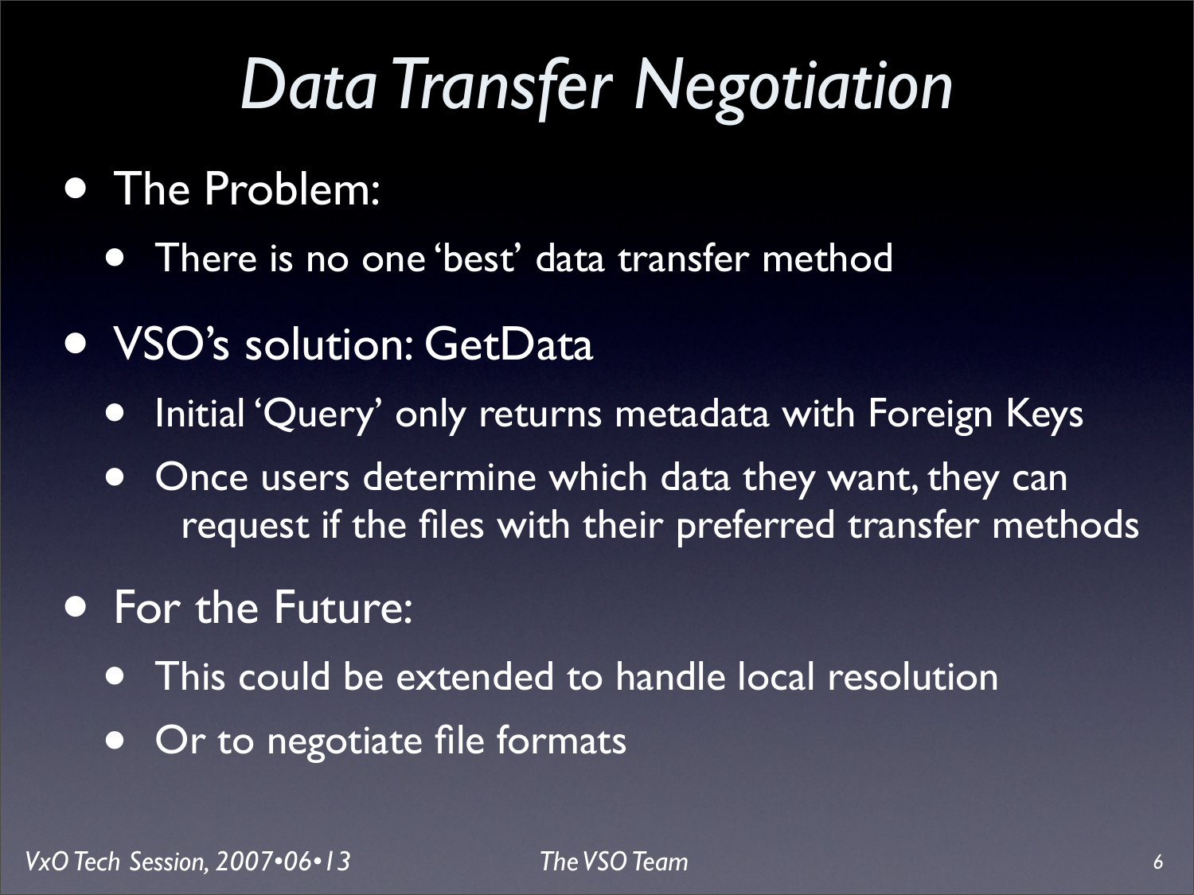# Data Transfer Negotiation

- The Problem:
  - There is no one 'best' data transfer method
- VSO's solution: GetData
  - Initial 'Query' only returns metadata with Foreign Keys
  - Once users determine which data they want, they can request if the files with their preferred transfer methods
- For the Future:
  - This could be extended to handle local resolution
  - Or to negotiate file formats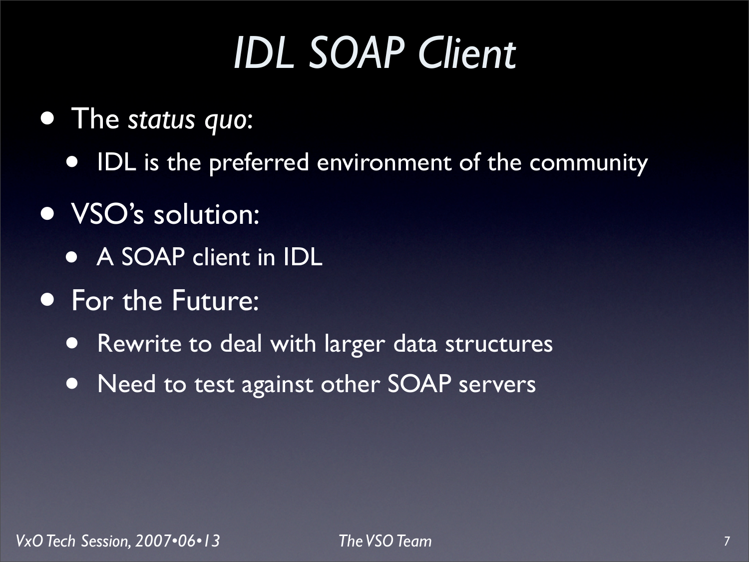# *IDL SOAP Client*

- The *status quo*:
  - IDL is the preferred environment of the community
- VSO's solution:
  - A SOAP client in IDL
- For the Future:
  - Rewrite to deal with larger data structures
  - Need to test against other SOAP servers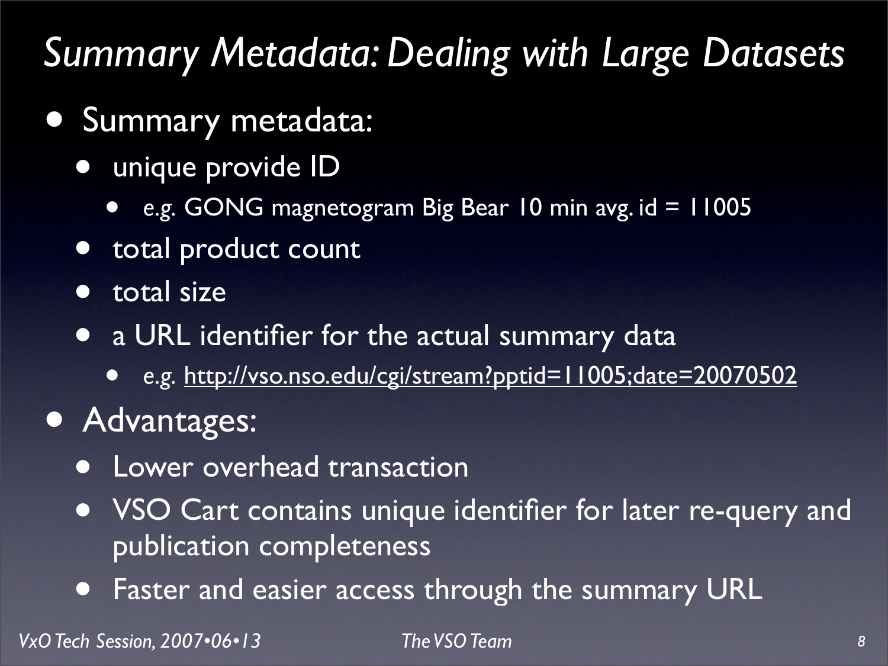# *Summary Metadata: Dealing with Large Datasets*

- Summary metadata:
  - unique provide ID
    - e.g. GONG magnetogram Big Bear 10 min avg. id = 11005
  - total product count
  - total size
  - a URL identifier for the actual summary data
    - e.g. http://vso.nso.edu/cgi/stream?pptid=11005;date=20070502
- Advantages:
  - Lower overhead transaction
  - VSO Cart contains unique identifier for later re-query and publication completeness
  - Faster and easier access through the summary URL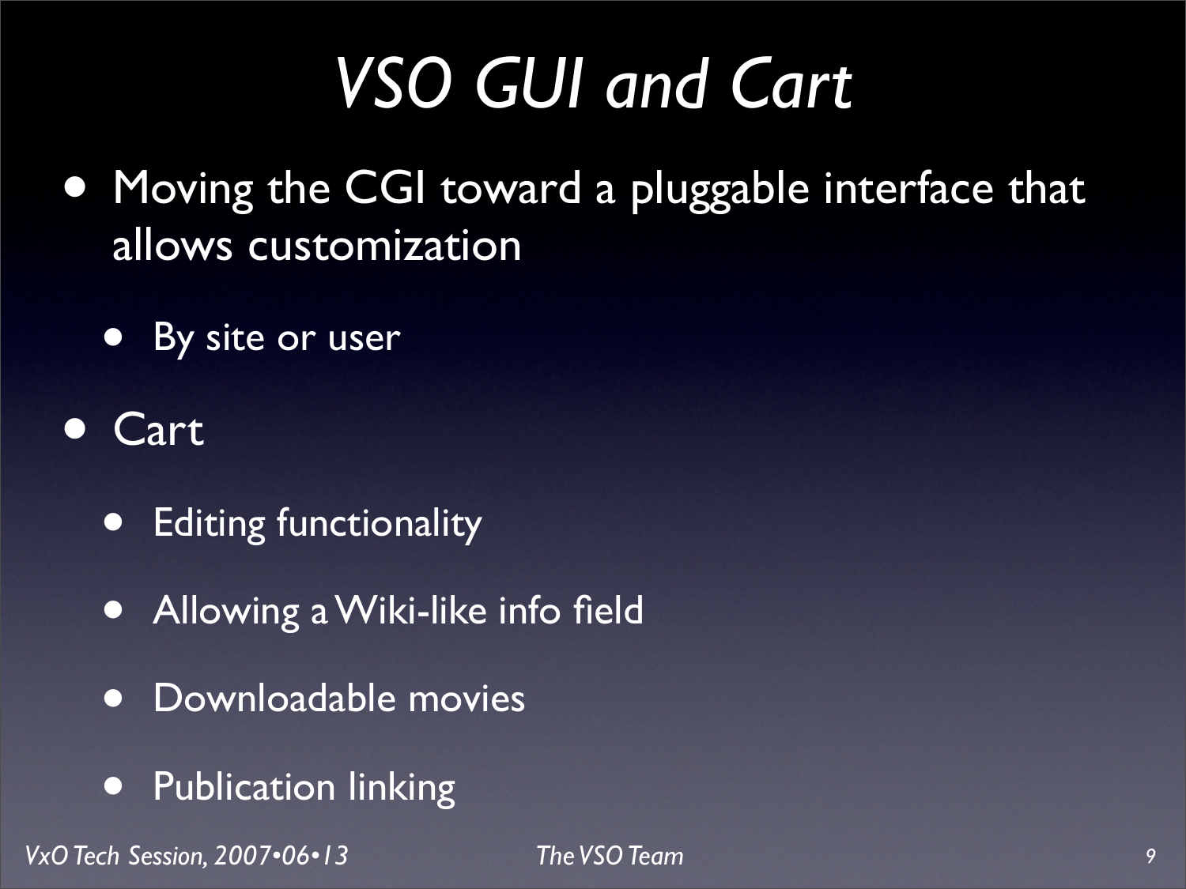# *VSO GUI and Cart*

- Moving the CGI toward a pluggable interface that allows customization
  - By site or user
- Cart
  - Editing functionality
  - Allowing a Wiki-like info field
  - Downloadable movies
  - Publication linking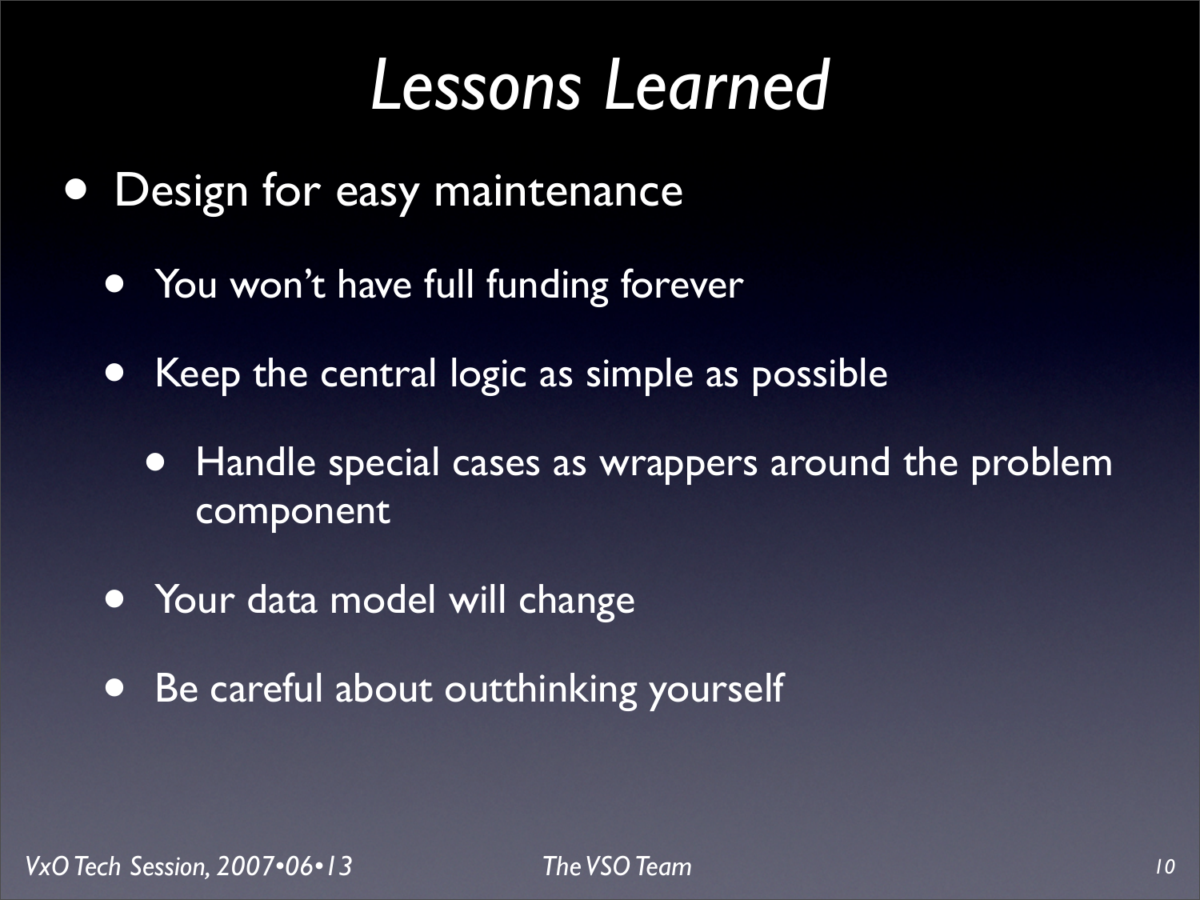# *Lessons Learned*

- Design for easy maintenance
  - You won't have full funding forever
  - Keep the central logic as simple as possible
    - Handle special cases as wrappers around the problem component
  - Your data model will change
  - Be careful about outthinking yourself